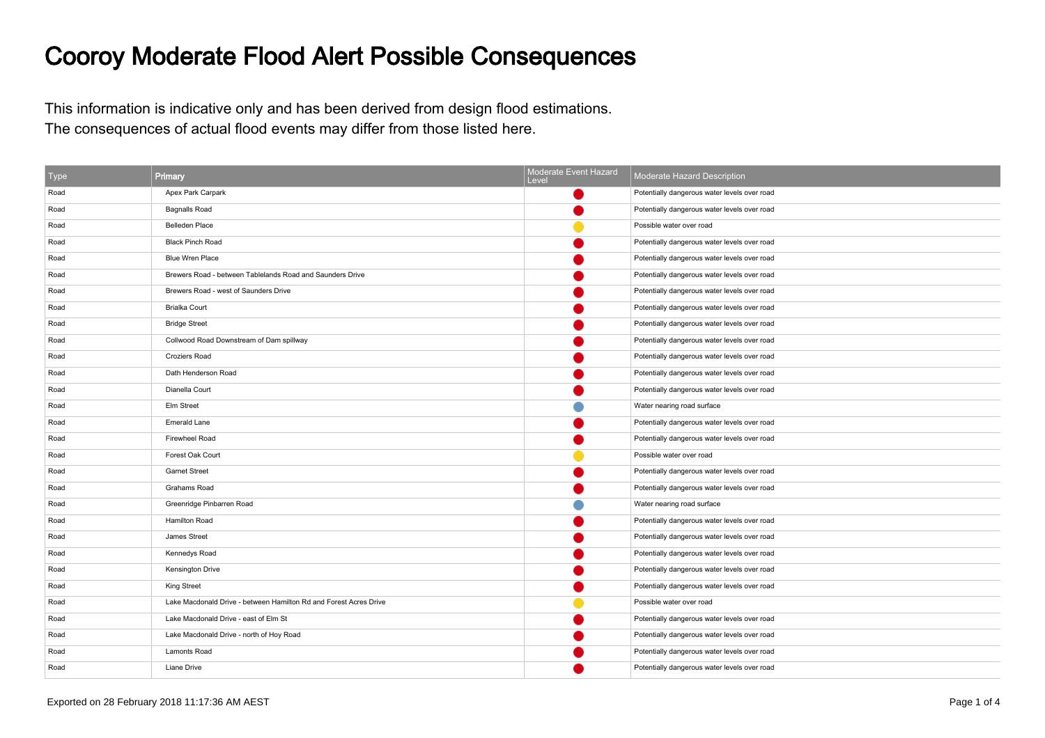# Cooroy Moderate Flood Alert Possible Consequences

This information is indicative only and has been derived from design flood estimations.
The consequences of actual flood events may differ from those listed here.

| Type | Primary | Moderate Event Hazard Level | Moderate Hazard Description |
|---|---|---|---|
| Road | Apex Park Carpark | 🔴 | Potentially dangerous water levels over road |
| Road | Bagnalls Road | 🔴 | Potentially dangerous water levels over road |
| Road | Belleden Place | 🟡 | Possible water over road |
| Road | Black Pinch Road | 🔴 | Potentially dangerous water levels over road |
| Road | Blue Wren Place | 🔴 | Potentially dangerous water levels over road |
| Road | Brewers Road - between Tablelands Road and Saunders Drive | 🔴 | Potentially dangerous water levels over road |
| Road | Brewers Road - west of Saunders Drive | 🔴 | Potentially dangerous water levels over road |
| Road | Brialka Court | 🔴 | Potentially dangerous water levels over road |
| Road | Bridge Street | 🔴 | Potentially dangerous water levels over road |
| Road | Collwood Road Downstream of Dam spillway | 🔴 | Potentially dangerous water levels over road |
| Road | Croziers Road | 🔴 | Potentially dangerous water levels over road |
| Road | Dath Henderson Road | 🔴 | Potentially dangerous water levels over road |
| Road | Dianella Court | 🔴 | Potentially dangerous water levels over road |
| Road | Elm Street | 🔵 | Water nearing road surface |
| Road | Emerald Lane | 🔴 | Potentially dangerous water levels over road |
| Road | Firewheel Road | 🔴 | Potentially dangerous water levels over road |
| Road | Forest Oak Court | 🟡 | Possible water over road |
| Road | Garnet Street | 🔴 | Potentially dangerous water levels over road |
| Road | Grahams Road | 🔴 | Potentially dangerous water levels over road |
| Road | Greenridge Pinbarren Road | 🔵 | Water nearing road surface |
| Road | Hamilton Road | 🔴 | Potentially dangerous water levels over road |
| Road | James Street | 🔴 | Potentially dangerous water levels over road |
| Road | Kennedys Road | 🔴 | Potentially dangerous water levels over road |
| Road | Kensington Drive | 🔴 | Potentially dangerous water levels over road |
| Road | King Street | 🔴 | Potentially dangerous water levels over road |
| Road | Lake Macdonald Drive - between Hamilton Rd and Forest Acres Drive | 🟡 | Possible water over road |
| Road | Lake Macdonald Drive - east of Elm St | 🔴 | Potentially dangerous water levels over road |
| Road | Lake Macdonald Drive - north of Hoy Road | 🔴 | Potentially dangerous water levels over road |
| Road | Lamonts Road | 🔴 | Potentially dangerous water levels over road |
| Road | Liane Drive | 🔴 | Potentially dangerous water levels over road |

Exported on 28 February 2018 11:17:36 AM AEST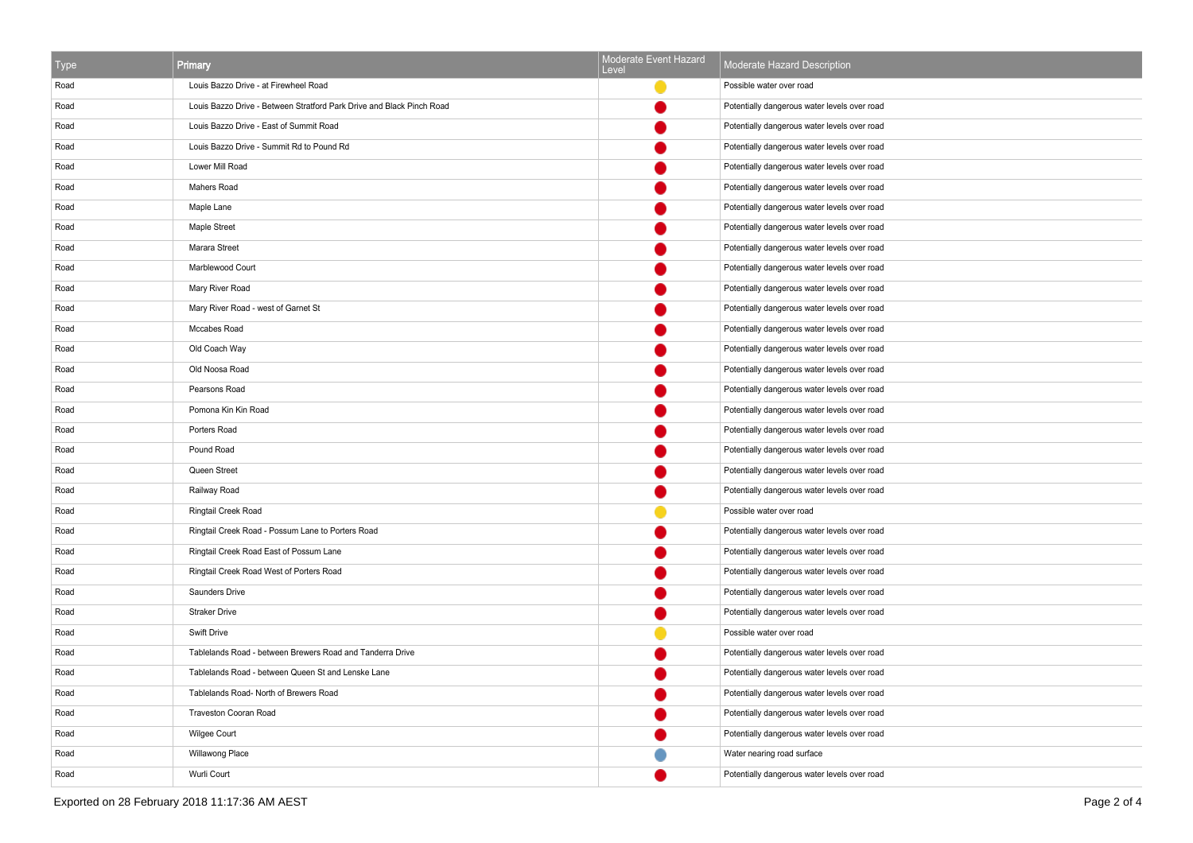| Type | Primary | Moderate Event Hazard Level | Moderate Hazard Description |
|---|---|---|---|
| Road | Louis Bazzo Drive - at Firewheel Road | | Possible water over road |
| Road | Louis Bazzo Drive - Between Stratford Park Drive and Black Pinch Road | | Potentially dangerous water levels over road |
| Road | Louis Bazzo Drive - East of Summit Road | | Potentially dangerous water levels over road |
| Road | Louis Bazzo Drive - Summit Rd to Pound Rd | | Potentially dangerous water levels over road |
| Road | Lower Mill Road | | Potentially dangerous water levels over road |
| Road | Mahers Road | | Potentially dangerous water levels over road |
| Road | Maple Lane | | Potentially dangerous water levels over road |
| Road | Maple Street | | Potentially dangerous water levels over road |
| Road | Marara Street | | Potentially dangerous water levels over road |
| Road | Marblewood Court | | Potentially dangerous water levels over road |
| Road | Mary River Road | | Potentially dangerous water levels over road |
| Road | Mary River Road - west of Garnet St | | Potentially dangerous water levels over road |
| Road | Mccabes Road | | Potentially dangerous water levels over road |
| Road | Old Coach Way | | Potentially dangerous water levels over road |
| Road | Old Noosa Road | | Potentially dangerous water levels over road |
| Road | Pearsons Road | | Potentially dangerous water levels over road |
| Road | Pomona Kin Kin Road | | Potentially dangerous water levels over road |
| Road | Porters Road | | Potentially dangerous water levels over road |
| Road | Pound Road | | Potentially dangerous water levels over road |
| Road | Queen Street | | Potentially dangerous water levels over road |
| Road | Railway Road | | Potentially dangerous water levels over road |
| Road | Ringtail Creek Road | | Possible water over road |
| Road | Ringtail Creek Road - Possum Lane to Porters Road | | Potentially dangerous water levels over road |
| Road | Ringtail Creek Road East of Possum Lane | | Potentially dangerous water levels over road |
| Road | Ringtail Creek Road West of Porters Road | | Potentially dangerous water levels over road |
| Road | Saunders Drive | | Potentially dangerous water levels over road |
| Road | Straker Drive | | Potentially dangerous water levels over road |
| Road | Swift Drive | | Possible water over road |
| Road | Tablelands Road - between Brewers Road and Tanderra Drive | | Potentially dangerous water levels over road |
| Road | Tablelands Road - between Queen St and Lenske Lane | | Potentially dangerous water levels over road |
| Road | Tablelands Road- North of Brewers Road | | Potentially dangerous water levels over road |
| Road | Traveston Cooran Road | | Potentially dangerous water levels over road |
| Road | Wilgee Court | | Potentially dangerous water levels over road |
| Road | Willawong Place | | Water nearing road surface |
| Road | Wurli Court | | Potentially dangerous water levels over road |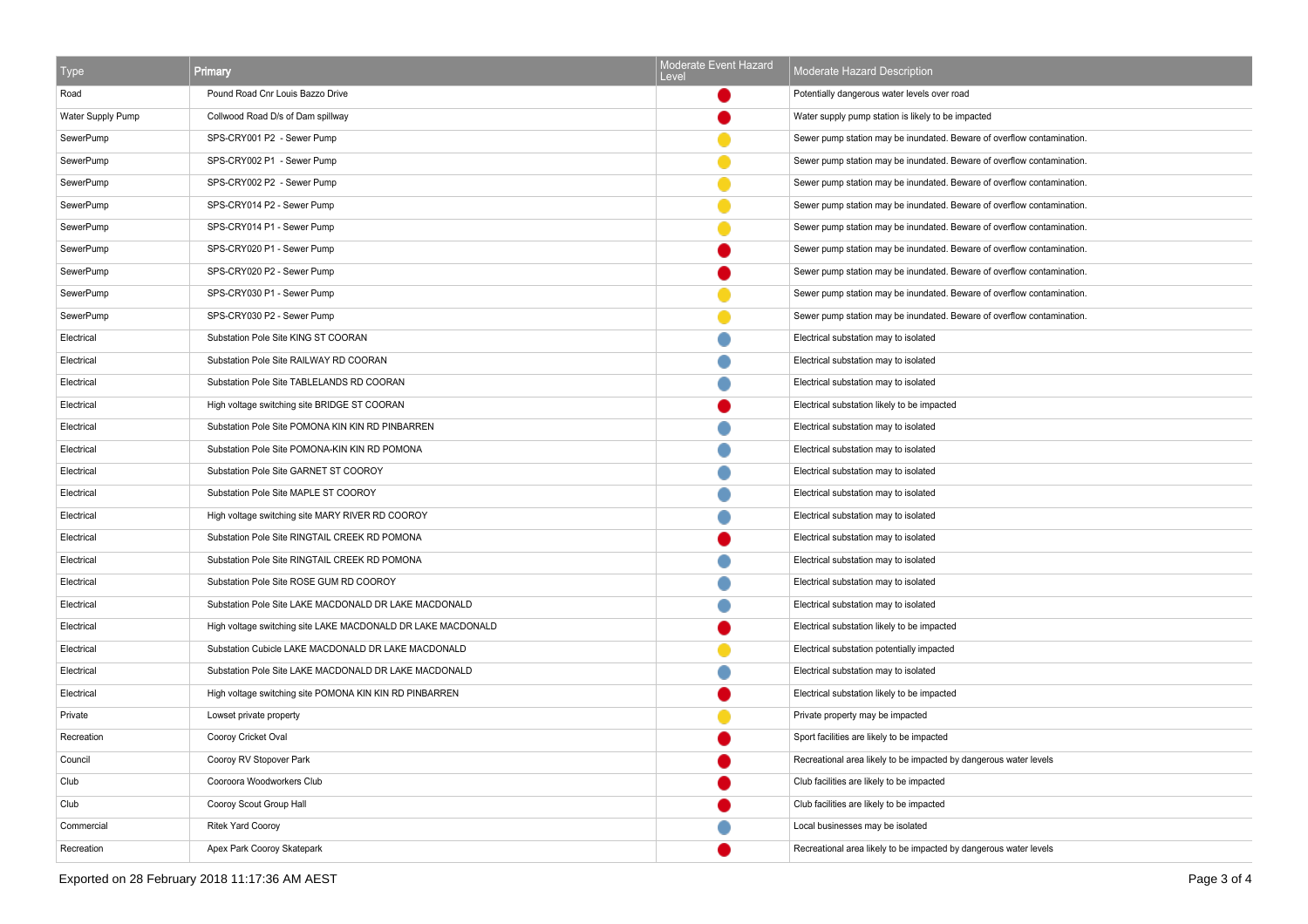| Type | Primary | Moderate Event Hazard Level | Moderate Hazard Description |
|---|---|---|---|
| Road | Pound Road Cnr Louis Bazzo Drive | 🔴 | Potentially dangerous water levels over road |
| Water Supply Pump | Collwood Road D/s of Dam spillway | 🔴 | Water supply pump station is likely to be impacted |
| SewerPump | SPS-CRY001 P2 - Sewer Pump | 🟡 | Sewer pump station may be inundated. Beware of overflow contamination. |
| SewerPump | SPS-CRY002 P1 - Sewer Pump | 🟡 | Sewer pump station may be inundated. Beware of overflow contamination. |
| SewerPump | SPS-CRY002 P2 - Sewer Pump | 🟡 | Sewer pump station may be inundated. Beware of overflow contamination. |
| SewerPump | SPS-CRY014 P2 - Sewer Pump | 🟡 | Sewer pump station may be inundated. Beware of overflow contamination. |
| SewerPump | SPS-CRY014 P1 - Sewer Pump | 🟡 | Sewer pump station may be inundated. Beware of overflow contamination. |
| SewerPump | SPS-CRY020 P1 - Sewer Pump | 🔴 | Sewer pump station may be inundated. Beware of overflow contamination. |
| SewerPump | SPS-CRY020 P2 - Sewer Pump | 🔴 | Sewer pump station may be inundated. Beware of overflow contamination. |
| SewerPump | SPS-CRY030 P1 - Sewer Pump | 🟡 | Sewer pump station may be inundated. Beware of overflow contamination. |
| SewerPump | SPS-CRY030 P2 - Sewer Pump | 🟡 | Sewer pump station may be inundated. Beware of overflow contamination. |
| Electrical | Substation Pole Site KING ST COORAN | 🔵 | Electrical substation may to isolated |
| Electrical | Substation Pole Site RAILWAY RD COORAN | 🔵 | Electrical substation may to isolated |
| Electrical | Substation Pole Site TABLELANDS RD COORAN | 🔵 | Electrical substation may to isolated |
| Electrical | High voltage switching site BRIDGE ST COORAN | 🔴 | Electrical substation likely to be impacted |
| Electrical | Substation Pole Site POMONA KIN KIN RD PINBARREN | 🔵 | Electrical substation may to isolated |
| Electrical | Substation Pole Site POMONA-KIN KIN RD POMONA | 🔵 | Electrical substation may to isolated |
| Electrical | Substation Pole Site GARNET ST COOROY | 🔵 | Electrical substation may to isolated |
| Electrical | Substation Pole Site MAPLE ST COOROY | 🔵 | Electrical substation may to isolated |
| Electrical | High voltage switching site MARY RIVER RD COOROY | 🔵 | Electrical substation may to isolated |
| Electrical | Substation Pole Site RINGTAIL CREEK RD POMONA | 🔴 | Electrical substation may to isolated |
| Electrical | Substation Pole Site RINGTAIL CREEK RD POMONA | 🔵 | Electrical substation may to isolated |
| Electrical | Substation Pole Site ROSE GUM RD COOROY | 🔵 | Electrical substation may to isolated |
| Electrical | Substation Pole Site LAKE MACDONALD DR LAKE MACDONALD | 🔵 | Electrical substation may to isolated |
| Electrical | High voltage switching site LAKE MACDONALD DR LAKE MACDONALD | 🔴 | Electrical substation likely to be impacted |
| Electrical | Substation Cubicle LAKE MACDONALD DR LAKE MACDONALD | 🟡 | Electrical substation potentially impacted |
| Electrical | Substation Pole Site LAKE MACDONALD DR LAKE MACDONALD | 🔵 | Electrical substation may to isolated |
| Electrical | High voltage switching site POMONA KIN KIN RD PINBARREN | 🔴 | Electrical substation likely to be impacted |
| Private | Lowset private property | 🟡 | Private property may be impacted |
| Recreation | Cooroy Cricket Oval | 🔴 | Sport facilities are likely to be impacted |
| Council | Cooroy RV Stopover Park | 🔴 | Recreational area likely to be impacted by dangerous water levels |
| Club | Cooroora Woodworkers Club | 🔴 | Club facilities are likely to be impacted |
| Club | Cooroy Scout Group Hall | 🔴 | Club facilities are likely to be impacted |
| Commercial | Ritek Yard Cooroy | 🔵 | Local businesses may be isolated |
| Recreation | Apex Park Cooroy Skatepark | 🔴 | Recreational area likely to be impacted by dangerous water levels |

Exported on 28 February 2018 11:17:36 AM AEST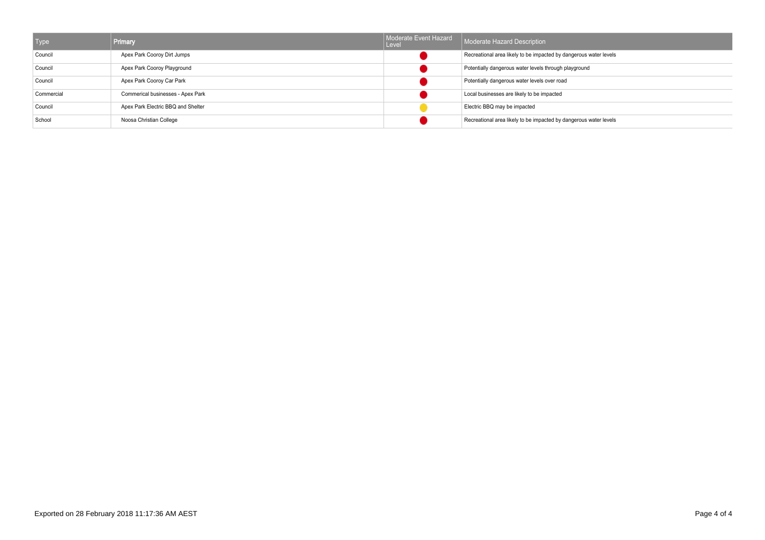| Type | Primary | Moderate Event Hazard Level | Moderate Hazard Description |
| --- | --- | --- | --- |
| Council | Apex Park Cooroy Dirt Jumps | 🔴 | Recreational area likely to be impacted by dangerous water levels |
| Council | Apex Park Cooroy Playground | 🔴 | Potentially dangerous water levels through playground |
| Council | Apex Park Cooroy Car Park | 🔴 | Potentially dangerous water levels over road |
| Commercial | Commerical businesses - Apex Park | 🔴 | Local businesses are likely to be impacted |
| Council | Apex Park Electric BBQ and Shelter | 🟡 | Electric BBQ may be impacted |
| School | Noosa Christian College | 🔴 | Recreational area likely to be impacted by dangerous water levels |